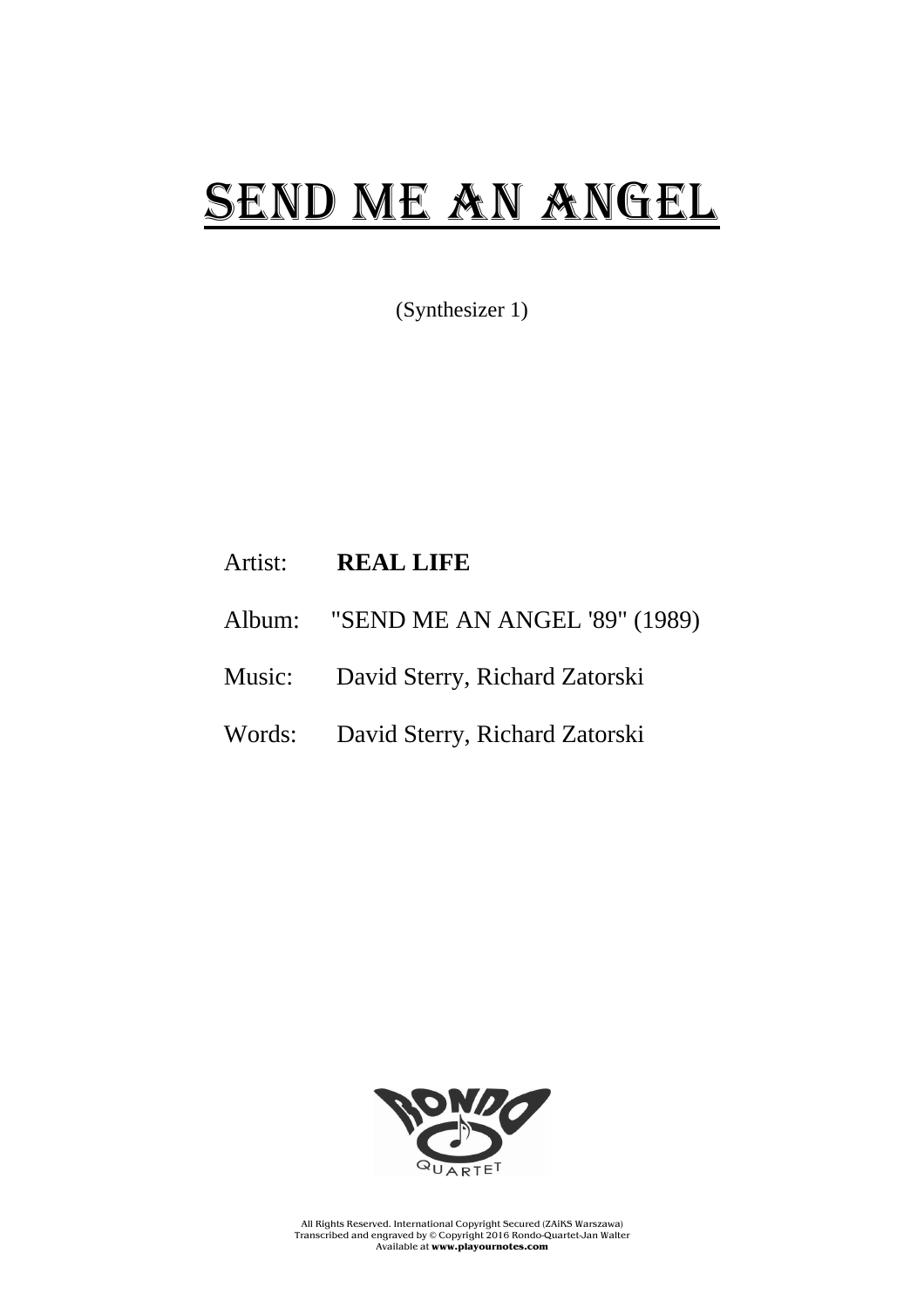# SEND ME AN ANGEL

(Synthesizer 1)

Artist: **REAL LIFE**

Album: "SEND ME AN ANGEL '89" (1989)

Music: David Sterry, Richard Zatorski

Words: David Sterry, Richard Zatorski

All Rights Reserved. International Copyright Secured (ZAiKS Warszawa)
Transcribed and engraved by © Copyright 2016 Rondo-Quartet-Jan Walter
Available at **www.playournotes.com**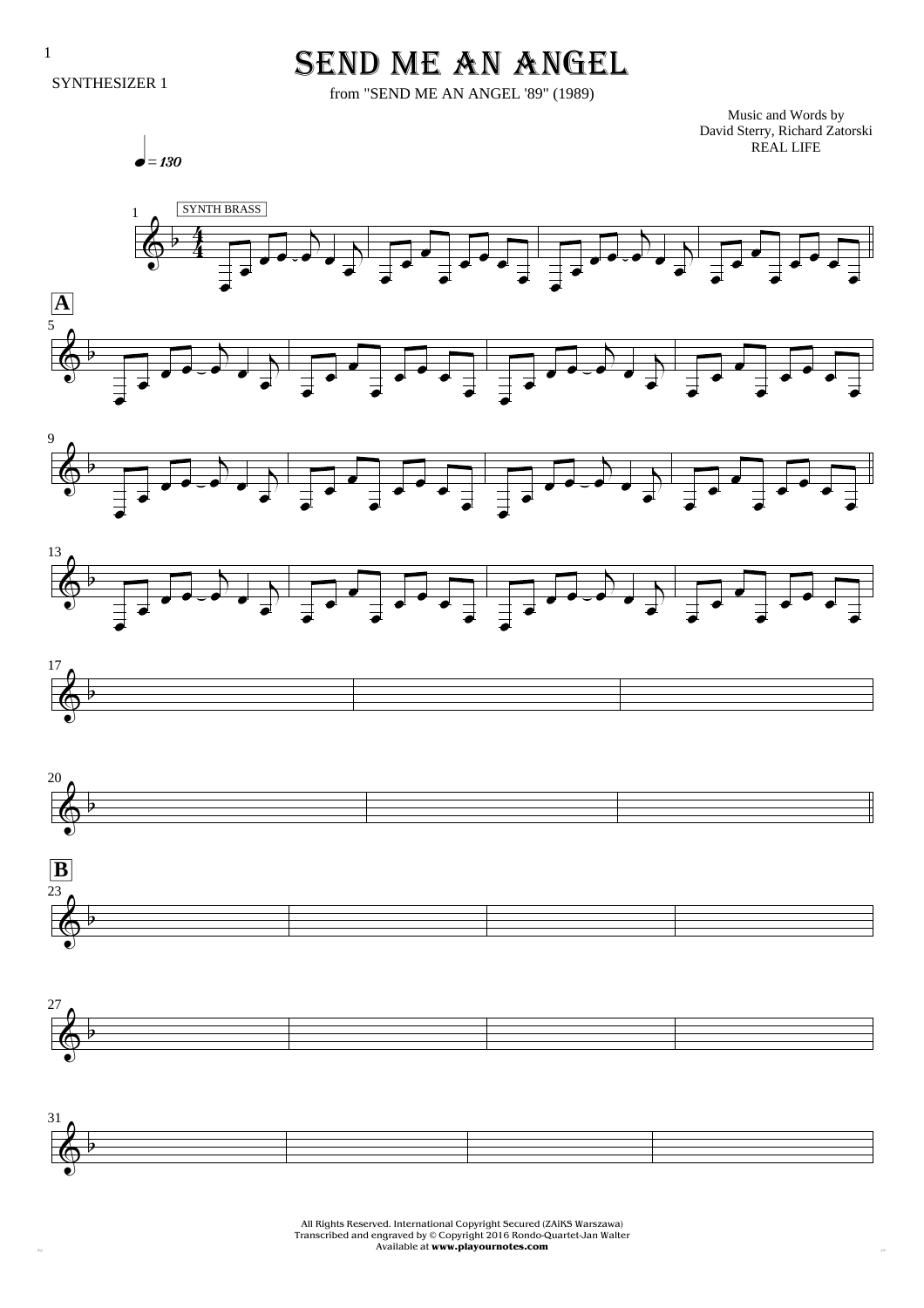SYNTHESIZER 1

# SEND ME AN ANGEL

from "SEND ME AN ANGEL '89" (1989)

Music and Words by
David Sterry, Richard Zatorski
REAL LIFE

All Rights Reserved. International Copyright Secured (ZAiKS Warszawa)
Transcribed and engraved by © Copyright 2016 Rondo-Quartet-Jan Walter
Available at **www.playournotes.com**